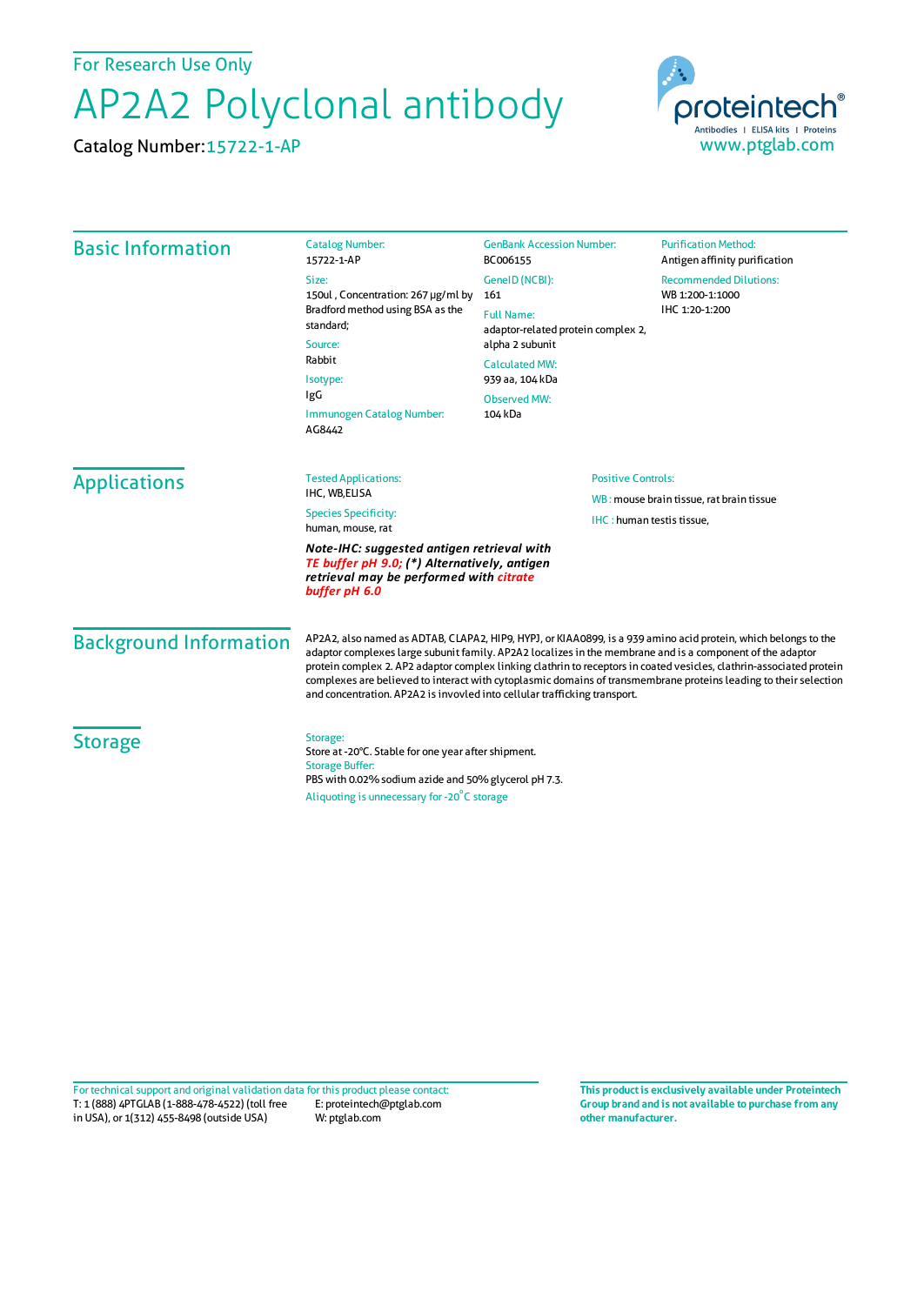For Research Use Only

# AP2A2 Polyclonal antibody

Catalog Number: 15722-1-AP

proteintech®
Antibodies | ELISA kits | Proteins
www.ptglab.com

## Basic Information

**Catalog Number:**
15722-1-AP

**Size:**
150ul , Concentration: 267 μg/ml by Bradford method using BSA as the standard;

**Source:**
Rabbit

**Isotype:**
IgG

**Immunogen Catalog Number:**
AG8442

**GenBank Accession Number:**
BC006155

**GeneID (NCBI):**
161

**Full Name:**
adaptor-related protein complex 2, alpha 2 subunit

**Calculated MW:**
939 aa, 104 kDa

**Observed MW:**
104 kDa

**Purification Method:**
Antigen affinity purification

**Recommended Dilutions:**
WB 1:200-1:1000
IHC 1:20-1:200

## Applications

**Tested Applications:**
IHC, WB,ELISA

**Species Specificity:**
human, mouse, rat

***Note-IHC: suggested antigen retrieval with TE buffer pH 9.0; (\*) Alternatively, antigen retrieval may be performed with citrate buffer pH 6.0***

**Positive Controls:**

WB : mouse brain tissue, rat brain tissue

IHC : human testis tissue,

## Background Information

AP2A2, also named as ADTAB, CLAPA2, HIP9, HYPJ, or KIAA0899, is a 939 amino acid protein, which belongs to the adaptor complexes large subunit family. AP2A2 localizes in the membrane and is a component of the adaptor protein complex 2. AP2 adaptor complex linking clathrin to receptors in coated vesicles, clathrin-associated protein complexes are believed to interact with cytoplasmic domains of transmembrane proteins leading to their selection and concentration. AP2A2 is invovled into cellular trafficking transport.

## Storage

**Storage:**
Store at -20°C. Stable for one year after shipment.

**Storage Buffer:**
PBS with 0.02% sodium azide and 50% glycerol pH 7.3.

Aliquoting is unnecessary for -20°C storage

For technical support and original validation data for this product please contact:
T: 1 (888) 4PTGLAB (1-888-478-4522) (toll free in USA), or 1(312) 455-8498 (outside USA)
E: proteintech@ptglab.com
W: ptglab.com

**This product is exclusively available under Proteintech Group brand and is not available to purchase from any other manufacturer.**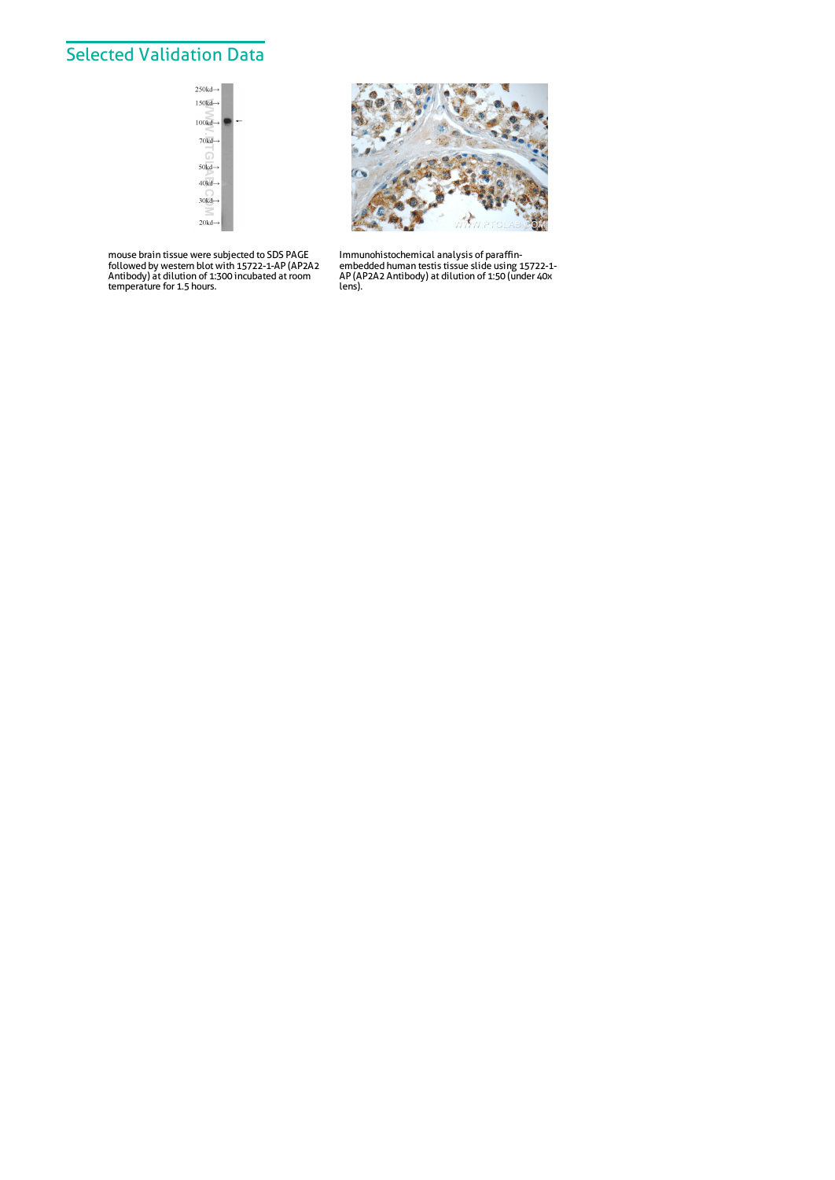## Selected Validation Data

250kd→
150kd→
100kd→
70kd→
50kd→
40kd→
30kd→
20kd→

mouse brain tissue were subjected to SDS PAGE followed by western blot with 15722-1-AP (AP2A2 Antibody) at dilution of 1:300 incubated at room temperature for 1.5 hours.

Immunohistochemical analysis of paraffin-embedded human testis tissue slide using 15722-1-AP (AP2A2 Antibody) at dilution of 1:50 (under 40x lens).